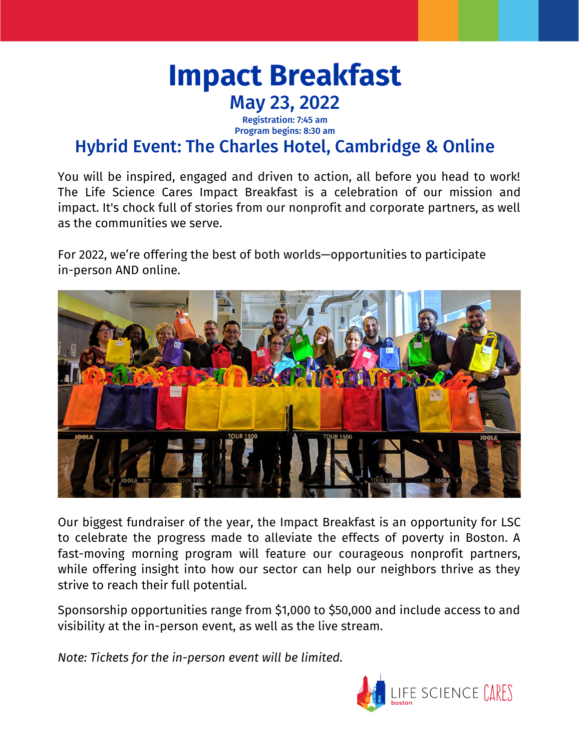# Impact Breakfast

## May 23, 2022

**Registration: 7:45 am**
**Program begins: 8:30 am**

## Hybrid Event: The Charles Hotel, Cambridge & Online

You will be inspired, engaged and driven to action, all before you head to work! The Life Science Cares Impact Breakfast is a celebration of our mission and impact. It's chock full of stories from our nonprofit and corporate partners, as well as the communities we serve.

For 2022, we're offering the best of both worlds—opportunities to participate in-person AND online.

Our biggest fundraiser of the year, the Impact Breakfast is an opportunity for LSC to celebrate the progress made to alleviate the effects of poverty in Boston. A fast-moving morning program will feature our courageous nonprofit partners, while offering insight into how our sector can help our neighbors thrive as they strive to reach their full potential.

Sponsorship opportunities range from $1,000 to $50,000 and include access to and visibility at the in-person event, as well as the live stream.

*Note: Tickets for the in-person event will be limited.*

LIFE SCIENCE CARES boston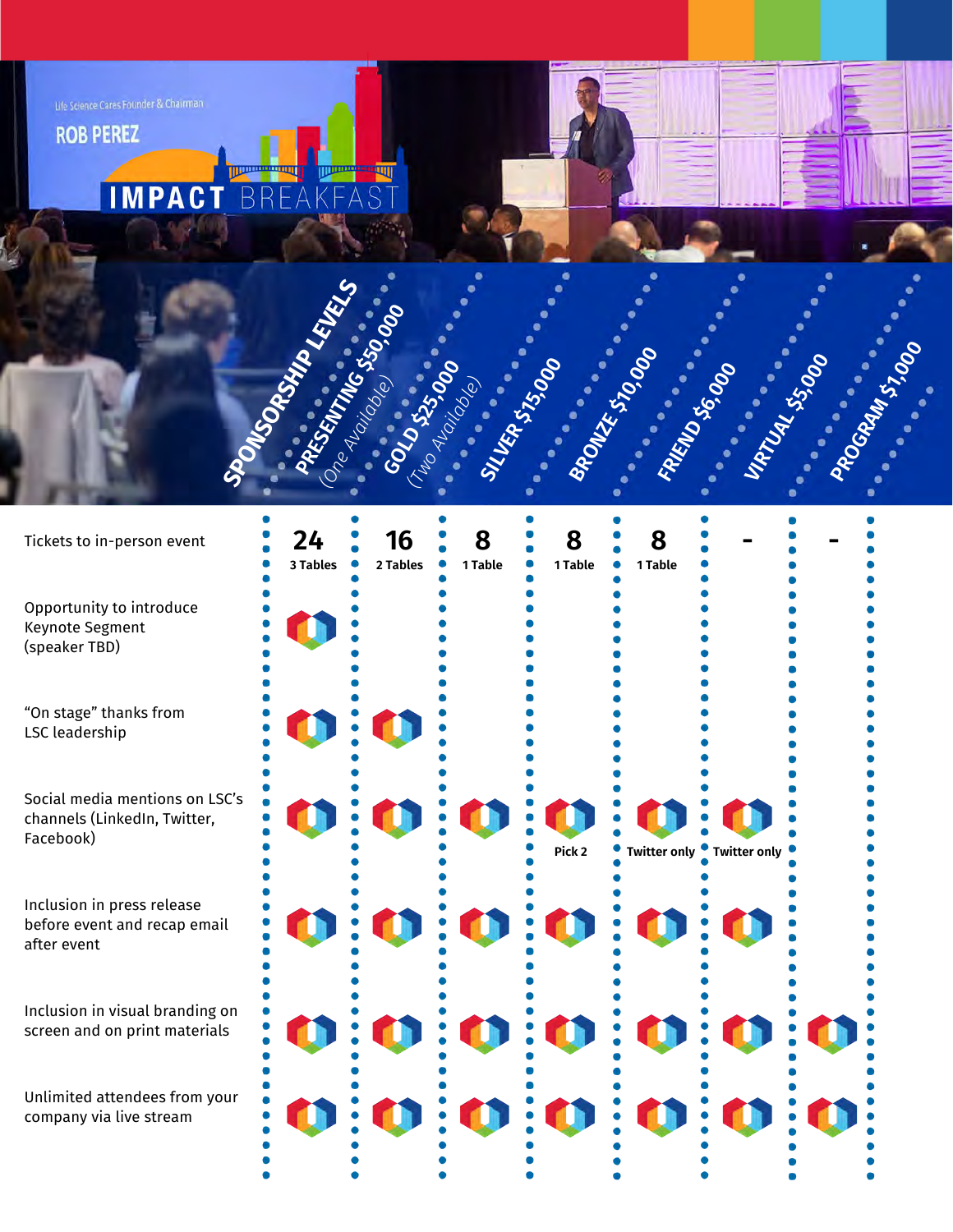Life Science Cares Founder & Chairman

ROB PEREZ

# IMPACT BREAKFAST

| SPONSORSHIP LEVELS | PRESENTING $50,000 (One Available) | GOLD $25,000 (Two Available) | SILVER $15,000 | BRONZE $10,000 | FRIEND $6,000 | VIRTUAL $5,000 | PROGRAM $1,000 |
|---|---|---|---|---|---|---|---|
| Tickets to in-person event | **24** 3 Tables | **16** 2 Tables | **8** 1 Table | **8** 1 Table | **8** 1 Table | - | - |
| Opportunity to introduce Keynote Segment (speaker TBD) | ✓ | | | | | | |
| "On stage" thanks from LSC leadership | ✓ | ✓ | | | | | |
| Social media mentions on LSC's channels (LinkedIn, Twitter, Facebook) | ✓ | ✓ | ✓ | ✓ Pick 2 | ✓ Twitter only | ✓ Twitter only | |
| Inclusion in press release before event and recap email after event | ✓ | ✓ | ✓ | ✓ | ✓ | ✓ | |
| Inclusion in visual branding on screen and on print materials | ✓ | ✓ | ✓ | ✓ | ✓ | ✓ | ✓ |
| Unlimited attendees from your company via live stream | ✓ | ✓ | ✓ | ✓ | ✓ | ✓ | ✓ |